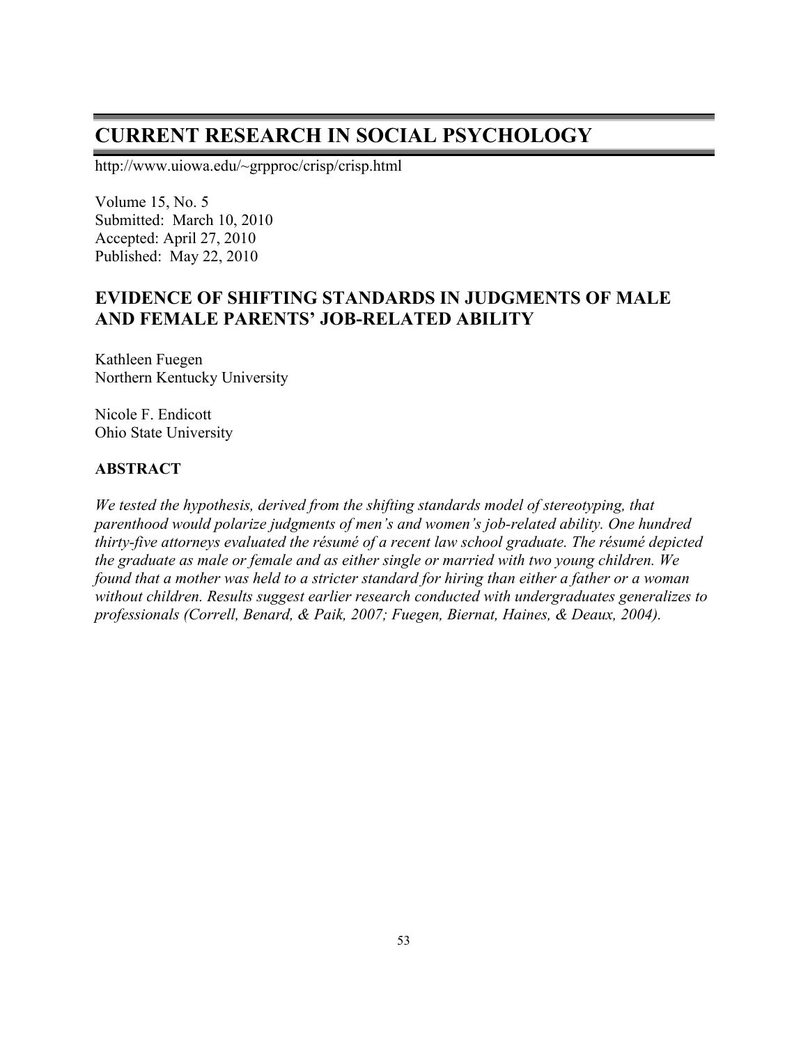# CURRENT RESEARCH IN SOCIAL PSYCHOLOGY

http://www.uiowa.edu/~grpproc/crisp/crisp.html

Volume 15, No. 5
Submitted: March 10, 2010
Accepted: April 27, 2010
Published: May 22, 2010

## EVIDENCE OF SHIFTING STANDARDS IN JUDGMENTS OF MALE AND FEMALE PARENTS' JOB-RELATED ABILITY

Kathleen Fuegen
Northern Kentucky University

Nicole F. Endicott
Ohio State University

### ABSTRACT

*We tested the hypothesis, derived from the shifting standards model of stereotyping, that parenthood would polarize judgments of men's and women's job-related ability. One hundred thirty-five attorneys evaluated the résumé of a recent law school graduate. The résumé depicted the graduate as male or female and as either single or married with two young children. We found that a mother was held to a stricter standard for hiring than either a father or a woman without children. Results suggest earlier research conducted with undergraduates generalizes to professionals (Correll, Benard, & Paik, 2007; Fuegen, Biernat, Haines, & Deaux, 2004).*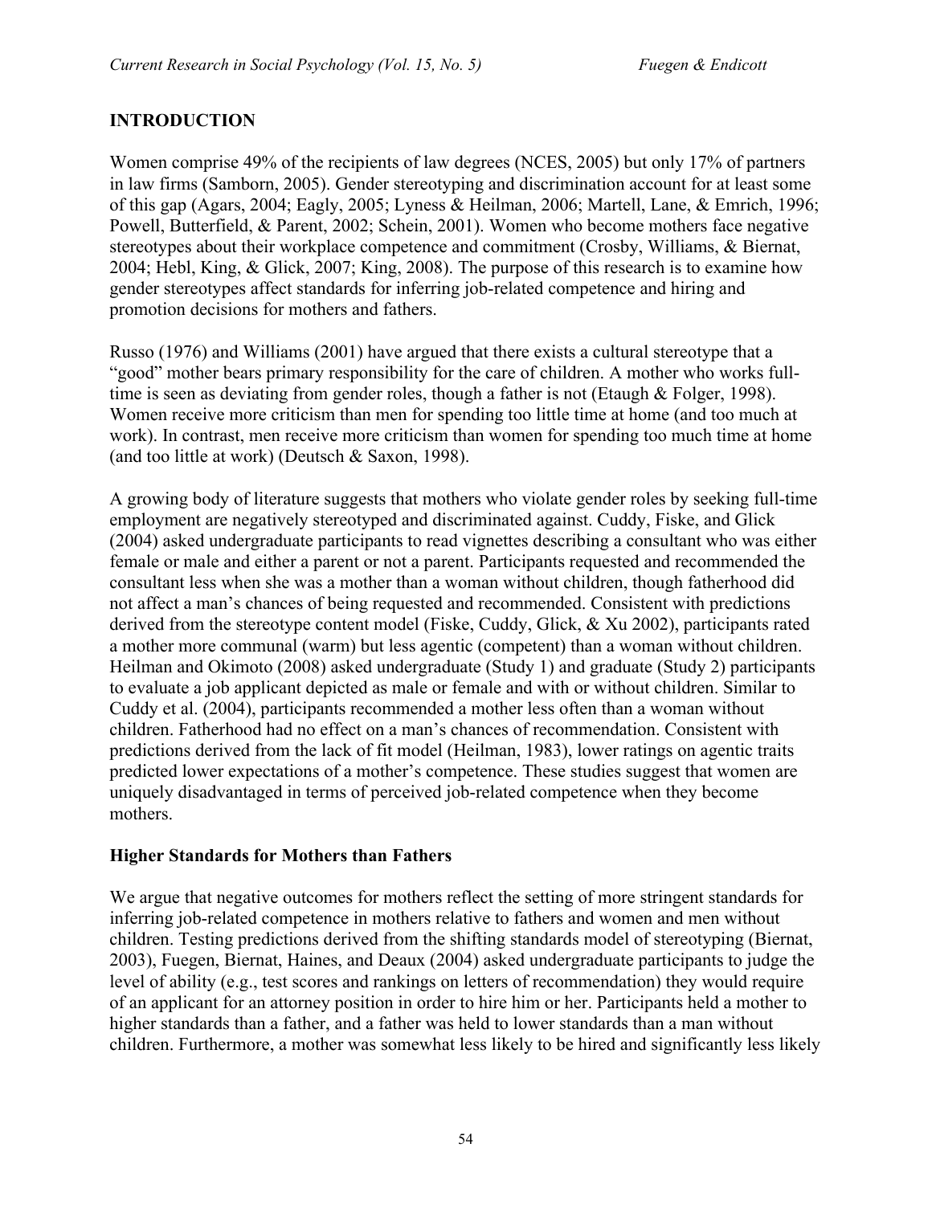## INTRODUCTION

Women comprise 49% of the recipients of law degrees (NCES, 2005) but only 17% of partners in law firms (Samborn, 2005). Gender stereotyping and discrimination account for at least some of this gap (Agars, 2004; Eagly, 2005; Lyness & Heilman, 2006; Martell, Lane, & Emrich, 1996; Powell, Butterfield, & Parent, 2002; Schein, 2001). Women who become mothers face negative stereotypes about their workplace competence and commitment (Crosby, Williams, & Biernat, 2004; Hebl, King, & Glick, 2007; King, 2008). The purpose of this research is to examine how gender stereotypes affect standards for inferring job-related competence and hiring and promotion decisions for mothers and fathers.

Russo (1976) and Williams (2001) have argued that there exists a cultural stereotype that a "good" mother bears primary responsibility for the care of children. A mother who works full-time is seen as deviating from gender roles, though a father is not (Etaugh & Folger, 1998). Women receive more criticism than men for spending too little time at home (and too much at work). In contrast, men receive more criticism than women for spending too much time at home (and too little at work) (Deutsch & Saxon, 1998).

A growing body of literature suggests that mothers who violate gender roles by seeking full-time employment are negatively stereotyped and discriminated against. Cuddy, Fiske, and Glick (2004) asked undergraduate participants to read vignettes describing a consultant who was either female or male and either a parent or not a parent. Participants requested and recommended the consultant less when she was a mother than a woman without children, though fatherhood did not affect a man's chances of being requested and recommended. Consistent with predictions derived from the stereotype content model (Fiske, Cuddy, Glick, & Xu 2002), participants rated a mother more communal (warm) but less agentic (competent) than a woman without children. Heilman and Okimoto (2008) asked undergraduate (Study 1) and graduate (Study 2) participants to evaluate a job applicant depicted as male or female and with or without children. Similar to Cuddy et al. (2004), participants recommended a mother less often than a woman without children. Fatherhood had no effect on a man's chances of recommendation. Consistent with predictions derived from the lack of fit model (Heilman, 1983), lower ratings on agentic traits predicted lower expectations of a mother's competence. These studies suggest that women are uniquely disadvantaged in terms of perceived job-related competence when they become mothers.

### Higher Standards for Mothers than Fathers

We argue that negative outcomes for mothers reflect the setting of more stringent standards for inferring job-related competence in mothers relative to fathers and women and men without children. Testing predictions derived from the shifting standards model of stereotyping (Biernat, 2003), Fuegen, Biernat, Haines, and Deaux (2004) asked undergraduate participants to judge the level of ability (e.g., test scores and rankings on letters of recommendation) they would require of an applicant for an attorney position in order to hire him or her. Participants held a mother to higher standards than a father, and a father was held to lower standards than a man without children. Furthermore, a mother was somewhat less likely to be hired and significantly less likely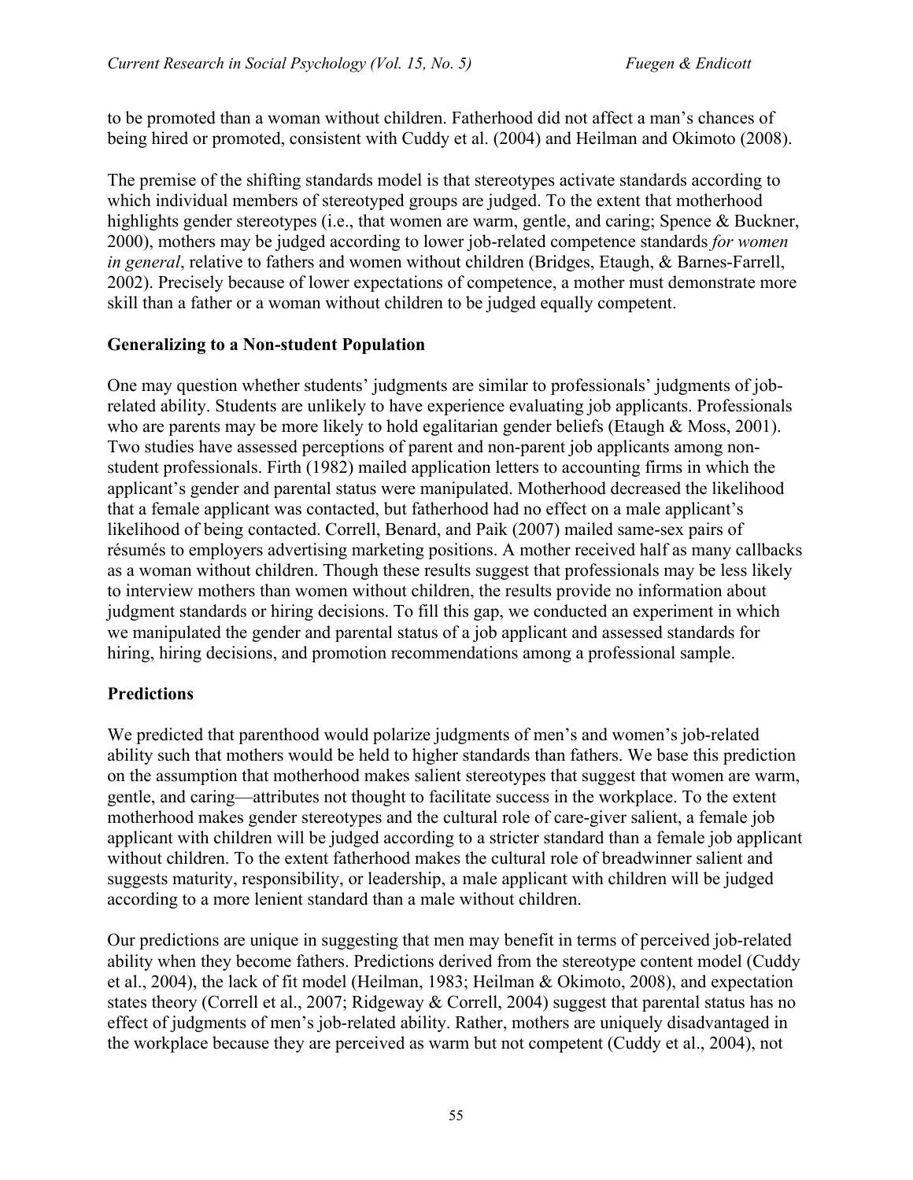to be promoted than a woman without children. Fatherhood did not affect a man's chances of being hired or promoted, consistent with Cuddy et al. (2004) and Heilman and Okimoto (2008).

The premise of the shifting standards model is that stereotypes activate standards according to which individual members of stereotyped groups are judged. To the extent that motherhood highlights gender stereotypes (i.e., that women are warm, gentle, and caring; Spence & Buckner, 2000), mothers may be judged according to lower job-related competence standards *for women in general*, relative to fathers and women without children (Bridges, Etaugh, & Barnes-Farrell, 2002). Precisely because of lower expectations of competence, a mother must demonstrate more skill than a father or a woman without children to be judged equally competent.

## Generalizing to a Non-student Population

One may question whether students' judgments are similar to professionals' judgments of job-related ability. Students are unlikely to have experience evaluating job applicants. Professionals who are parents may be more likely to hold egalitarian gender beliefs (Etaugh & Moss, 2001). Two studies have assessed perceptions of parent and non-parent job applicants among non-student professionals. Firth (1982) mailed application letters to accounting firms in which the applicant's gender and parental status were manipulated. Motherhood decreased the likelihood that a female applicant was contacted, but fatherhood had no effect on a male applicant's likelihood of being contacted. Correll, Benard, and Paik (2007) mailed same-sex pairs of résumés to employers advertising marketing positions. A mother received half as many callbacks as a woman without children. Though these results suggest that professionals may be less likely to interview mothers than women without children, the results provide no information about judgment standards or hiring decisions. To fill this gap, we conducted an experiment in which we manipulated the gender and parental status of a job applicant and assessed standards for hiring, hiring decisions, and promotion recommendations among a professional sample.

## Predictions

We predicted that parenthood would polarize judgments of men's and women's job-related ability such that mothers would be held to higher standards than fathers. We base this prediction on the assumption that motherhood makes salient stereotypes that suggest that women are warm, gentle, and caring—attributes not thought to facilitate success in the workplace. To the extent motherhood makes gender stereotypes and the cultural role of care-giver salient, a female job applicant with children will be judged according to a stricter standard than a female job applicant without children. To the extent fatherhood makes the cultural role of breadwinner salient and suggests maturity, responsibility, or leadership, a male applicant with children will be judged according to a more lenient standard than a male without children.

Our predictions are unique in suggesting that men may benefit in terms of perceived job-related ability when they become fathers. Predictions derived from the stereotype content model (Cuddy et al., 2004), the lack of fit model (Heilman, 1983; Heilman & Okimoto, 2008), and expectation states theory (Correll et al., 2007; Ridgeway & Correll, 2004) suggest that parental status has no effect of judgments of men's job-related ability. Rather, mothers are uniquely disadvantaged in the workplace because they are perceived as warm but not competent (Cuddy et al., 2004), not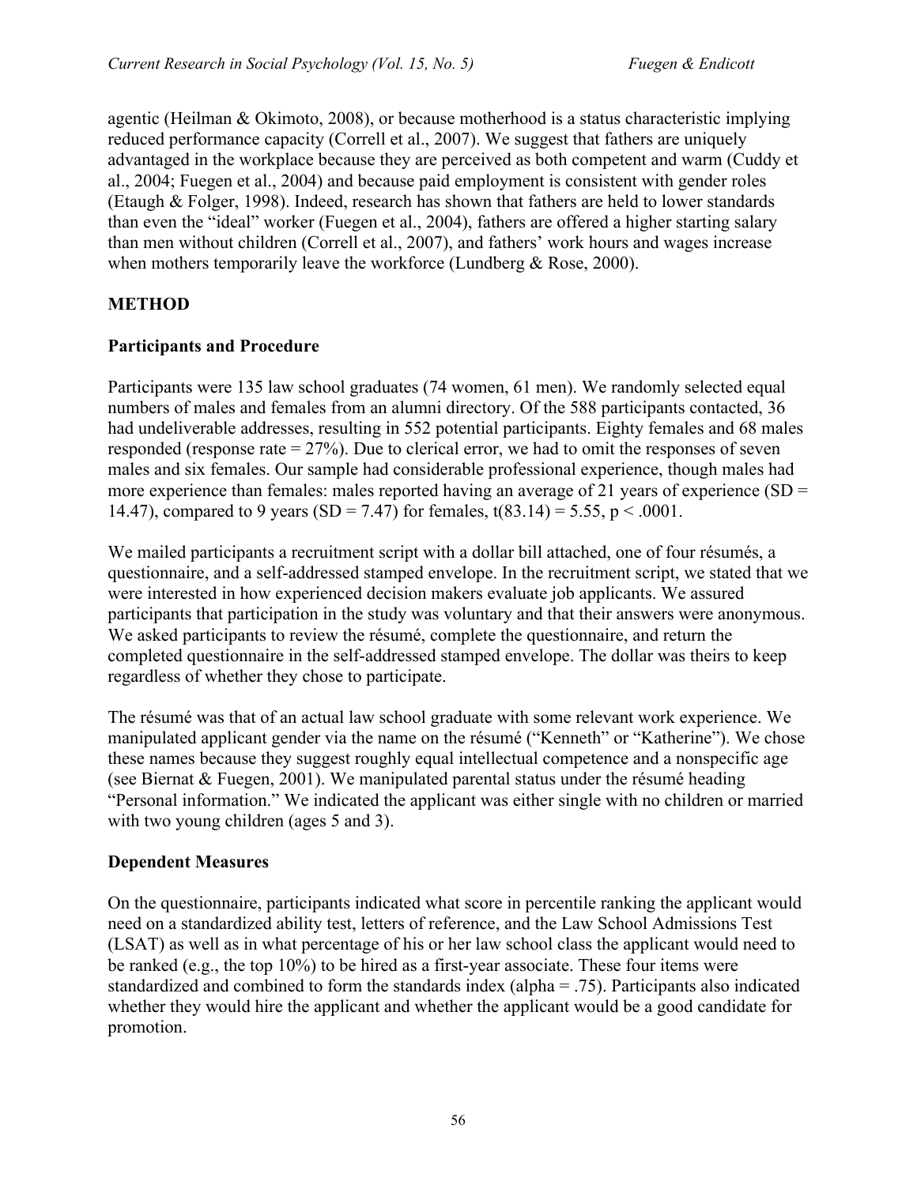agentic (Heilman & Okimoto, 2008), or because motherhood is a status characteristic implying reduced performance capacity (Correll et al., 2007). We suggest that fathers are uniquely advantaged in the workplace because they are perceived as both competent and warm (Cuddy et al., 2004; Fuegen et al., 2004) and because paid employment is consistent with gender roles (Etaugh & Folger, 1998). Indeed, research has shown that fathers are held to lower standards than even the "ideal" worker (Fuegen et al., 2004), fathers are offered a higher starting salary than men without children (Correll et al., 2007), and fathers' work hours and wages increase when mothers temporarily leave the workforce (Lundberg & Rose, 2000).

## METHOD

### Participants and Procedure

Participants were 135 law school graduates (74 women, 61 men). We randomly selected equal numbers of males and females from an alumni directory. Of the 588 participants contacted, 36 had undeliverable addresses, resulting in 552 potential participants. Eighty females and 68 males responded (response rate = 27%). Due to clerical error, we had to omit the responses of seven males and six females. Our sample had considerable professional experience, though males had more experience than females: males reported having an average of 21 years of experience ($SD = 14.47$), compared to 9 years ($SD = 7.47$) for females, $t(83.14) = 5.55$, $p < .0001$.

We mailed participants a recruitment script with a dollar bill attached, one of four résumés, a questionnaire, and a self-addressed stamped envelope. In the recruitment script, we stated that we were interested in how experienced decision makers evaluate job applicants. We assured participants that participation in the study was voluntary and that their answers were anonymous. We asked participants to review the résumé, complete the questionnaire, and return the completed questionnaire in the self-addressed stamped envelope. The dollar was theirs to keep regardless of whether they chose to participate.

The résumé was that of an actual law school graduate with some relevant work experience. We manipulated applicant gender via the name on the résumé ("Kenneth" or "Katherine"). We chose these names because they suggest roughly equal intellectual competence and a nonspecific age (see Biernat & Fuegen, 2001). We manipulated parental status under the résumé heading "Personal information." We indicated the applicant was either single with no children or married with two young children (ages 5 and 3).

### Dependent Measures

On the questionnaire, participants indicated what score in percentile ranking the applicant would need on a standardized ability test, letters of reference, and the Law School Admissions Test (LSAT) as well as in what percentage of his or her law school class the applicant would need to be ranked (e.g., the top 10%) to be hired as a first-year associate. These four items were standardized and combined to form the standards index (alpha = .75). Participants also indicated whether they would hire the applicant and whether the applicant would be a good candidate for promotion.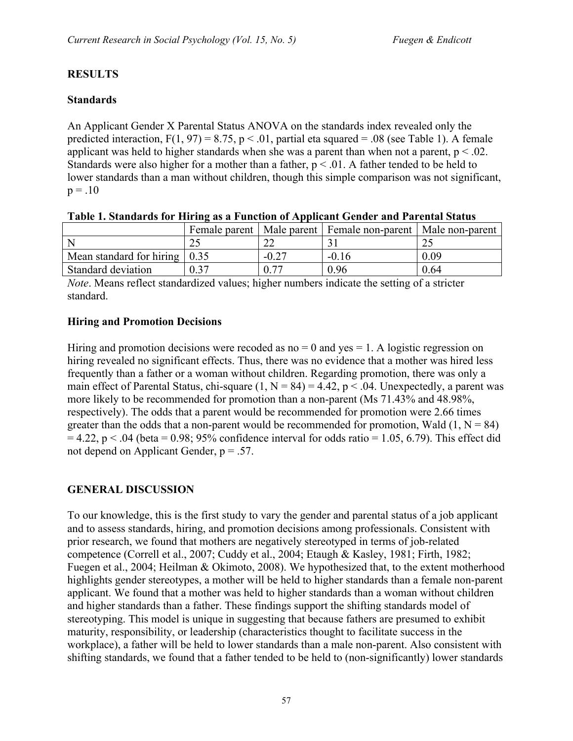## RESULTS

### Standards

An Applicant Gender X Parental Status ANOVA on the standards index revealed only the predicted interaction, $F(1, 97) = 8.75$, $p < .01$, partial eta squared = .08 (see Table 1). A female applicant was held to higher standards when she was a parent than when not a parent, $p < .02$. Standards were also higher for a mother than a father, $p < .01$. A father tended to be held to lower standards than a man without children, though this simple comparison was not significant, $p = .10$

**Table 1. Standards for Hiring as a Function of Applicant Gender and Parental Status**

| | Female parent | Male parent | Female non-parent | Male non-parent |
|---|---|---|---|---|
| N | 25 | 22 | 31 | 25 |
| Mean standard for hiring | 0.35 | -0.27 | -0.16 | 0.09 |
| Standard deviation | 0.37 | 0.77 | 0.96 | 0.64 |

*Note*. Means reflect standardized values; higher numbers indicate the setting of a stricter standard.

### Hiring and Promotion Decisions

Hiring and promotion decisions were recoded as no = 0 and yes = 1. A logistic regression on hiring revealed no significant effects. Thus, there was no evidence that a mother was hired less frequently than a father or a woman without children. Regarding promotion, there was only a main effect of Parental Status, chi-square $(1, N = 84) = 4.42$, $p < .04$. Unexpectedly, a parent was more likely to be recommended for promotion than a non-parent (Ms 71.43% and 48.98%, respectively). The odds that a parent would be recommended for promotion were 2.66 times greater than the odds that a non-parent would be recommended for promotion, Wald $(1, N = 84) = 4.22$, $p < .04$ (beta = 0.98; 95% confidence interval for odds ratio = 1.05, 6.79). This effect did not depend on Applicant Gender, $p = .57$.

## GENERAL DISCUSSION

To our knowledge, this is the first study to vary the gender and parental status of a job applicant and to assess standards, hiring, and promotion decisions among professionals. Consistent with prior research, we found that mothers are negatively stereotyped in terms of job-related competence (Correll et al., 2007; Cuddy et al., 2004; Etaugh & Kasley, 1981; Firth, 1982; Fuegen et al., 2004; Heilman & Okimoto, 2008). We hypothesized that, to the extent motherhood highlights gender stereotypes, a mother will be held to higher standards than a female non-parent applicant. We found that a mother was held to higher standards than a woman without children and higher standards than a father. These findings support the shifting standards model of stereotyping. This model is unique in suggesting that because fathers are presumed to exhibit maturity, responsibility, or leadership (characteristics thought to facilitate success in the workplace), a father will be held to lower standards than a male non-parent. Also consistent with shifting standards, we found that a father tended to be held to (non-significantly) lower standards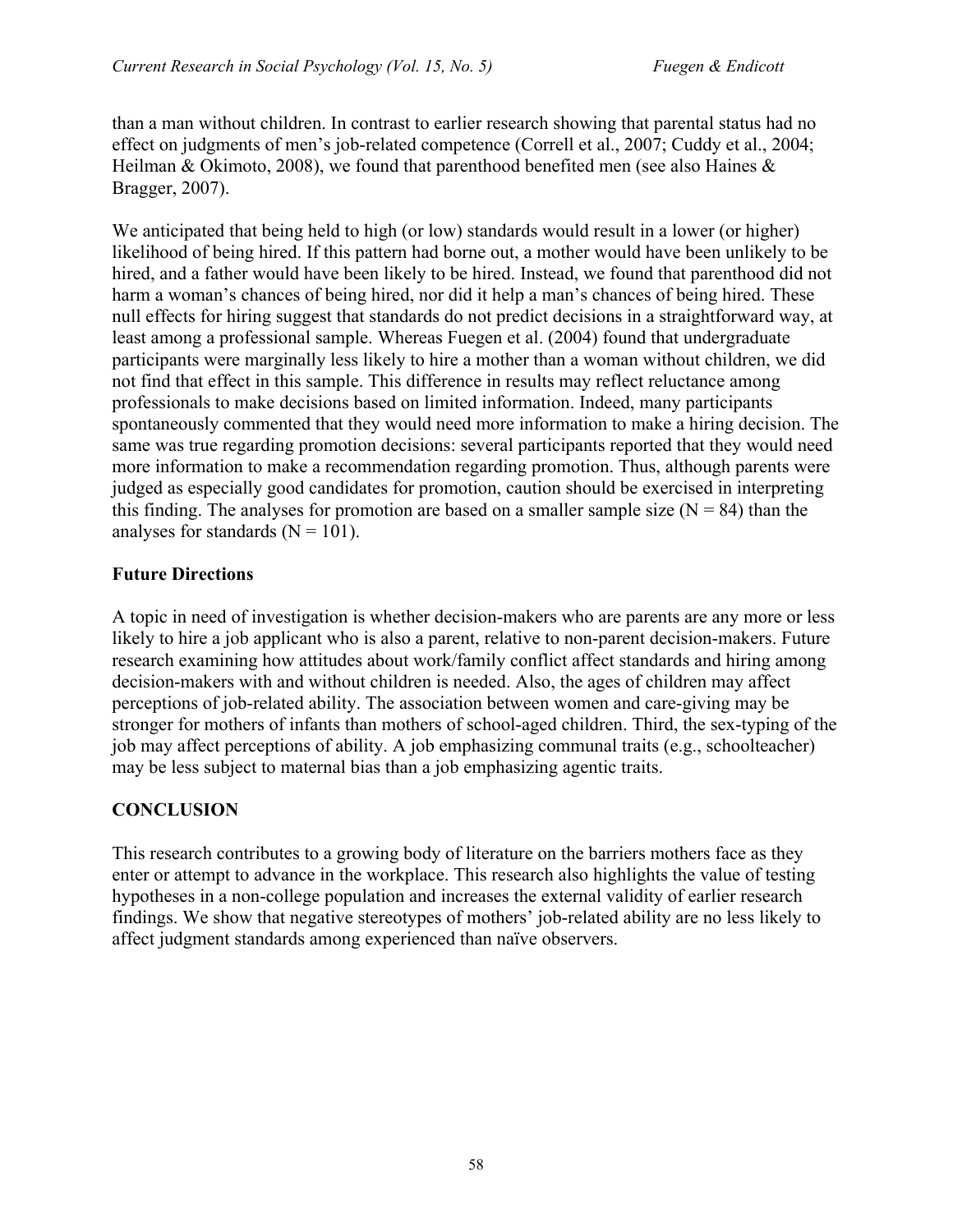than a man without children. In contrast to earlier research showing that parental status had no effect on judgments of men's job-related competence (Correll et al., 2007; Cuddy et al., 2004; Heilman & Okimoto, 2008), we found that parenthood benefited men (see also Haines & Bragger, 2007).

We anticipated that being held to high (or low) standards would result in a lower (or higher) likelihood of being hired. If this pattern had borne out, a mother would have been unlikely to be hired, and a father would have been likely to be hired. Instead, we found that parenthood did not harm a woman's chances of being hired, nor did it help a man's chances of being hired. These null effects for hiring suggest that standards do not predict decisions in a straightforward way, at least among a professional sample. Whereas Fuegen et al. (2004) found that undergraduate participants were marginally less likely to hire a mother than a woman without children, we did not find that effect in this sample. This difference in results may reflect reluctance among professionals to make decisions based on limited information. Indeed, many participants spontaneously commented that they would need more information to make a hiring decision. The same was true regarding promotion decisions: several participants reported that they would need more information to make a recommendation regarding promotion. Thus, although parents were judged as especially good candidates for promotion, caution should be exercised in interpreting this finding. The analyses for promotion are based on a smaller sample size ($N = 84$) than the analyses for standards ($N = 101$).

### Future Directions

A topic in need of investigation is whether decision-makers who are parents are any more or less likely to hire a job applicant who is also a parent, relative to non-parent decision-makers. Future research examining how attitudes about work/family conflict affect standards and hiring among decision-makers with and without children is needed. Also, the ages of children may affect perceptions of job-related ability. The association between women and care-giving may be stronger for mothers of infants than mothers of school-aged children. Third, the sex-typing of the job may affect perceptions of ability. A job emphasizing communal traits (e.g., schoolteacher) may be less subject to maternal bias than a job emphasizing agentic traits.

## CONCLUSION

This research contributes to a growing body of literature on the barriers mothers face as they enter or attempt to advance in the workplace. This research also highlights the value of testing hypotheses in a non-college population and increases the external validity of earlier research findings. We show that negative stereotypes of mothers' job-related ability are no less likely to affect judgment standards among experienced than naïve observers.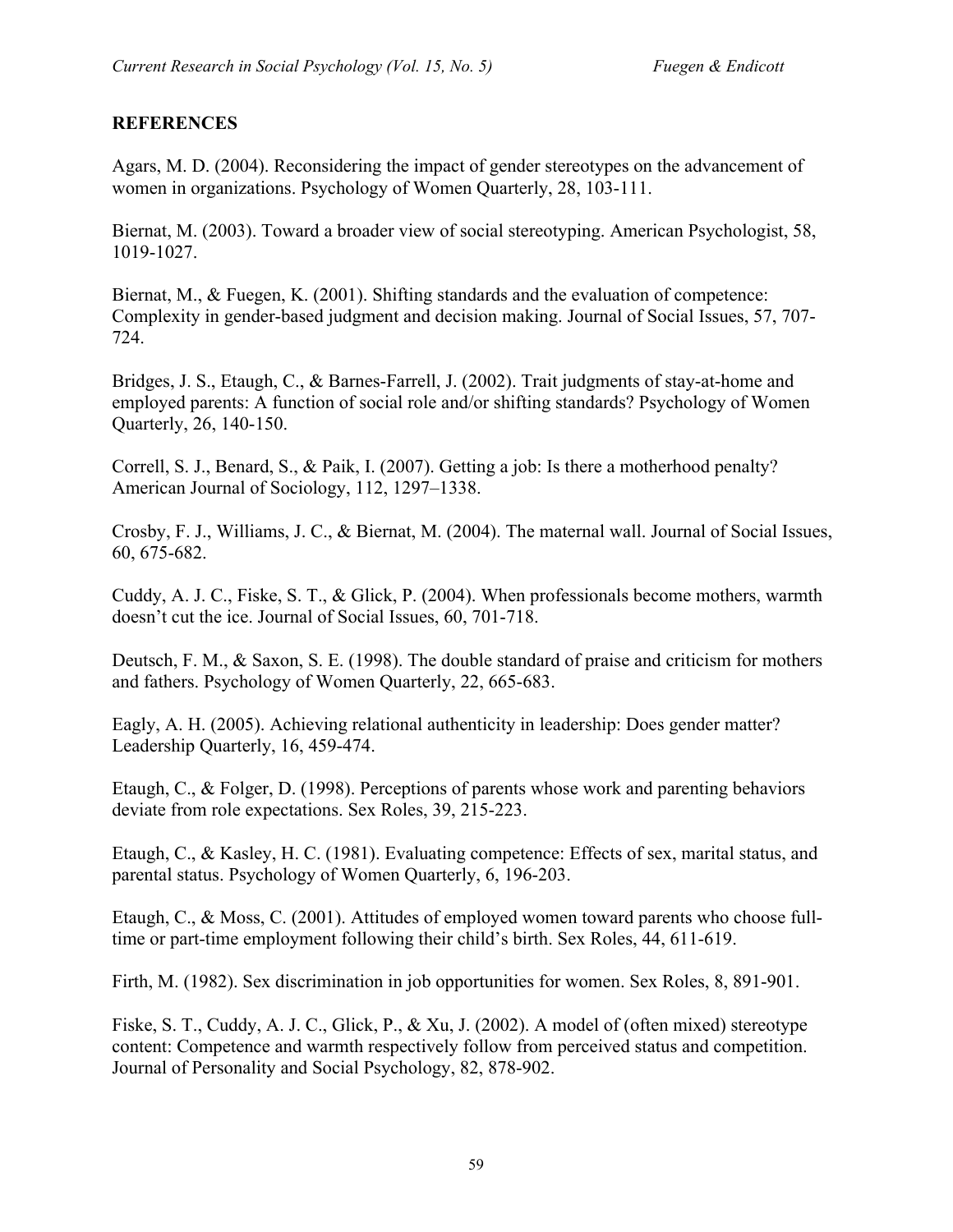## REFERENCES

Agars, M. D. (2004). Reconsidering the impact of gender stereotypes on the advancement of women in organizations. Psychology of Women Quarterly, 28, 103-111.

Biernat, M. (2003). Toward a broader view of social stereotyping. American Psychologist, 58, 1019-1027.

Biernat, M., & Fuegen, K. (2001). Shifting standards and the evaluation of competence: Complexity in gender-based judgment and decision making. Journal of Social Issues, 57, 707-724.

Bridges, J. S., Etaugh, C., & Barnes-Farrell, J. (2002). Trait judgments of stay-at-home and employed parents: A function of social role and/or shifting standards? Psychology of Women Quarterly, 26, 140-150.

Correll, S. J., Benard, S., & Paik, I. (2007). Getting a job: Is there a motherhood penalty? American Journal of Sociology, 112, 1297–1338.

Crosby, F. J., Williams, J. C., & Biernat, M. (2004). The maternal wall. Journal of Social Issues, 60, 675-682.

Cuddy, A. J. C., Fiske, S. T., & Glick, P. (2004). When professionals become mothers, warmth doesn't cut the ice. Journal of Social Issues, 60, 701-718.

Deutsch, F. M., & Saxon, S. E. (1998). The double standard of praise and criticism for mothers and fathers. Psychology of Women Quarterly, 22, 665-683.

Eagly, A. H. (2005). Achieving relational authenticity in leadership: Does gender matter? Leadership Quarterly, 16, 459-474.

Etaugh, C., & Folger, D. (1998). Perceptions of parents whose work and parenting behaviors deviate from role expectations. Sex Roles, 39, 215-223.

Etaugh, C., & Kasley, H. C. (1981). Evaluating competence: Effects of sex, marital status, and parental status. Psychology of Women Quarterly, 6, 196-203.

Etaugh, C., & Moss, C. (2001). Attitudes of employed women toward parents who choose full-time or part-time employment following their child's birth. Sex Roles, 44, 611-619.

Firth, M. (1982). Sex discrimination in job opportunities for women. Sex Roles, 8, 891-901.

Fiske, S. T., Cuddy, A. J. C., Glick, P., & Xu, J. (2002). A model of (often mixed) stereotype content: Competence and warmth respectively follow from perceived status and competition. Journal of Personality and Social Psychology, 82, 878-902.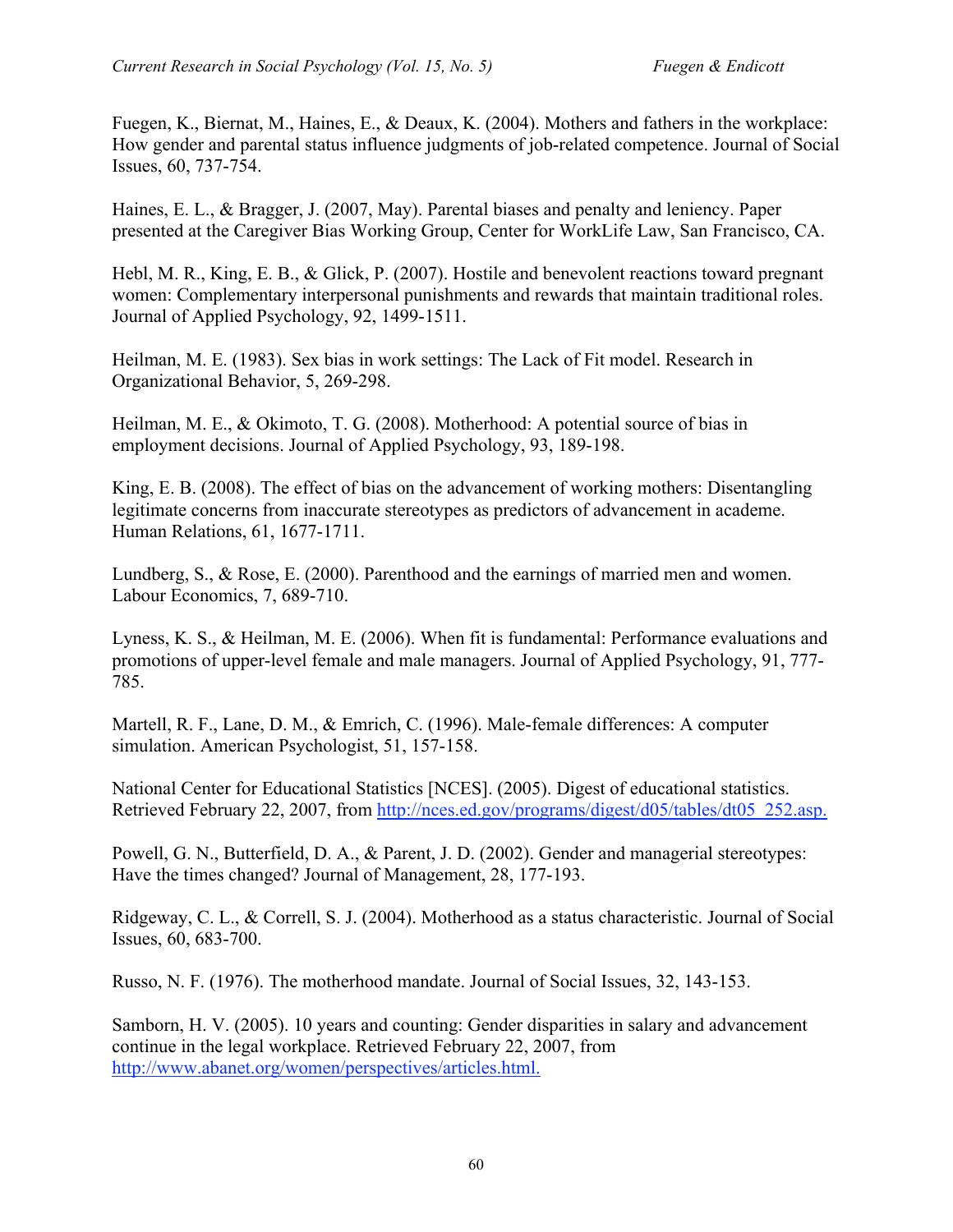Fuegen, K., Biernat, M., Haines, E., & Deaux, K. (2004). Mothers and fathers in the workplace: How gender and parental status influence judgments of job-related competence. Journal of Social Issues, 60, 737-754.

Haines, E. L., & Bragger, J. (2007, May). Parental biases and penalty and leniency. Paper presented at the Caregiver Bias Working Group, Center for WorkLife Law, San Francisco, CA.

Hebl, M. R., King, E. B., & Glick, P. (2007). Hostile and benevolent reactions toward pregnant women: Complementary interpersonal punishments and rewards that maintain traditional roles. Journal of Applied Psychology, 92, 1499-1511.

Heilman, M. E. (1983). Sex bias in work settings: The Lack of Fit model. Research in Organizational Behavior, 5, 269-298.

Heilman, M. E., & Okimoto, T. G. (2008). Motherhood: A potential source of bias in employment decisions. Journal of Applied Psychology, 93, 189-198.

King, E. B. (2008). The effect of bias on the advancement of working mothers: Disentangling legitimate concerns from inaccurate stereotypes as predictors of advancement in academe. Human Relations, 61, 1677-1711.

Lundberg, S., & Rose, E. (2000). Parenthood and the earnings of married men and women. Labour Economics, 7, 689-710.

Lyness, K. S., & Heilman, M. E. (2006). When fit is fundamental: Performance evaluations and promotions of upper-level female and male managers. Journal of Applied Psychology, 91, 777-785.

Martell, R. F., Lane, D. M., & Emrich, C. (1996). Male-female differences: A computer simulation. American Psychologist, 51, 157-158.

National Center for Educational Statistics [NCES]. (2005). Digest of educational statistics. Retrieved February 22, 2007, from http://nces.ed.gov/programs/digest/d05/tables/dt05_252.asp.

Powell, G. N., Butterfield, D. A., & Parent, J. D. (2002). Gender and managerial stereotypes: Have the times changed? Journal of Management, 28, 177-193.

Ridgeway, C. L., & Correll, S. J. (2004). Motherhood as a status characteristic. Journal of Social Issues, 60, 683-700.

Russo, N. F. (1976). The motherhood mandate. Journal of Social Issues, 32, 143-153.

Samborn, H. V. (2005). 10 years and counting: Gender disparities in salary and advancement continue in the legal workplace. Retrieved February 22, 2007, from http://www.abanet.org/women/perspectives/articles.html.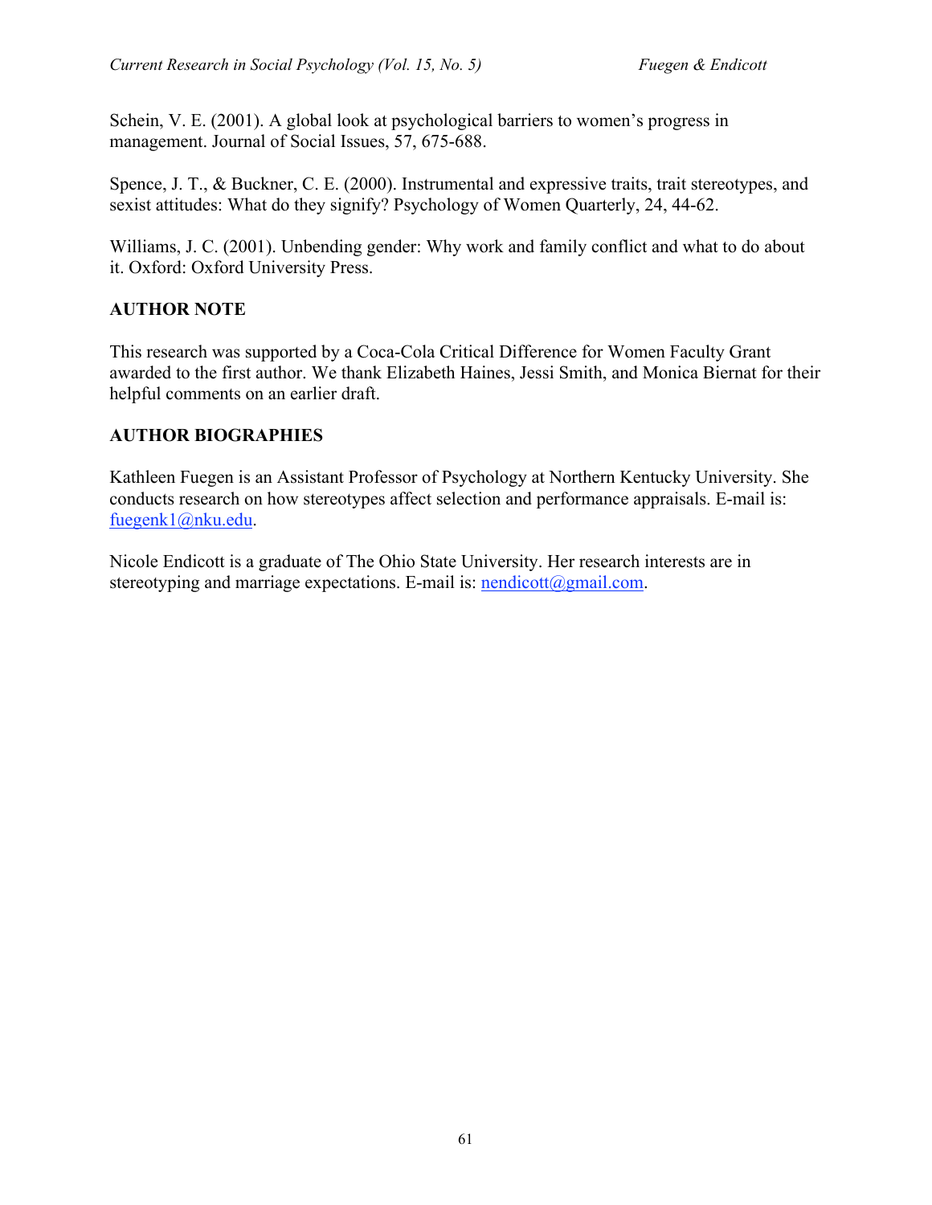Schein, V. E. (2001). A global look at psychological barriers to women's progress in management. Journal of Social Issues, 57, 675-688.

Spence, J. T., & Buckner, C. E. (2000). Instrumental and expressive traits, trait stereotypes, and sexist attitudes: What do they signify? Psychology of Women Quarterly, 24, 44-62.

Williams, J. C. (2001). Unbending gender: Why work and family conflict and what to do about it. Oxford: Oxford University Press.

## AUTHOR NOTE

This research was supported by a Coca-Cola Critical Difference for Women Faculty Grant awarded to the first author. We thank Elizabeth Haines, Jessi Smith, and Monica Biernat for their helpful comments on an earlier draft.

## AUTHOR BIOGRAPHIES

Kathleen Fuegen is an Assistant Professor of Psychology at Northern Kentucky University. She conducts research on how stereotypes affect selection and performance appraisals. E-mail is: fuegenk1@nku.edu.

Nicole Endicott is a graduate of The Ohio State University. Her research interests are in stereotyping and marriage expectations. E-mail is: nendicott@gmail.com.